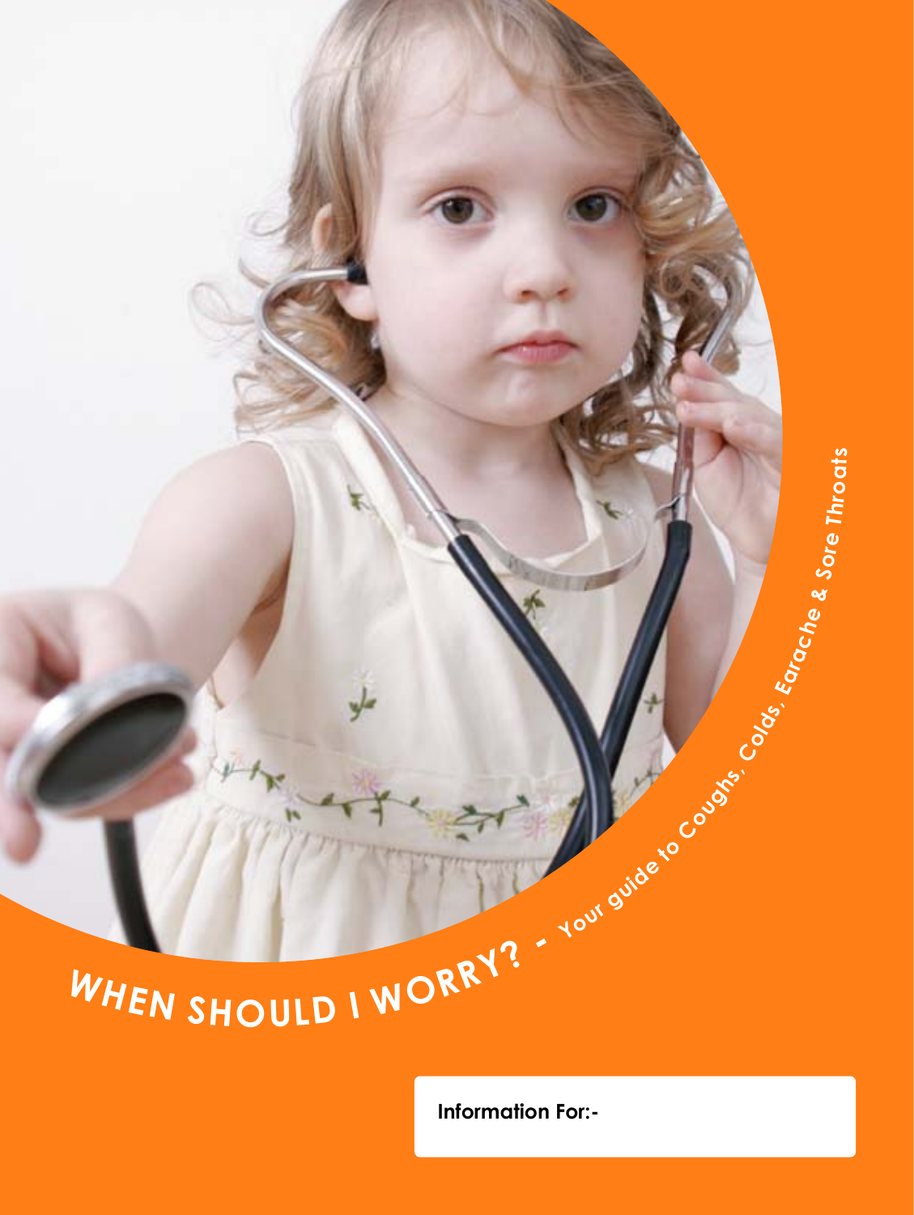# WHEN SHOULD I WORRY? - Your guide to Coughs, Colds, Earache & Sore Throats

**Information For:-**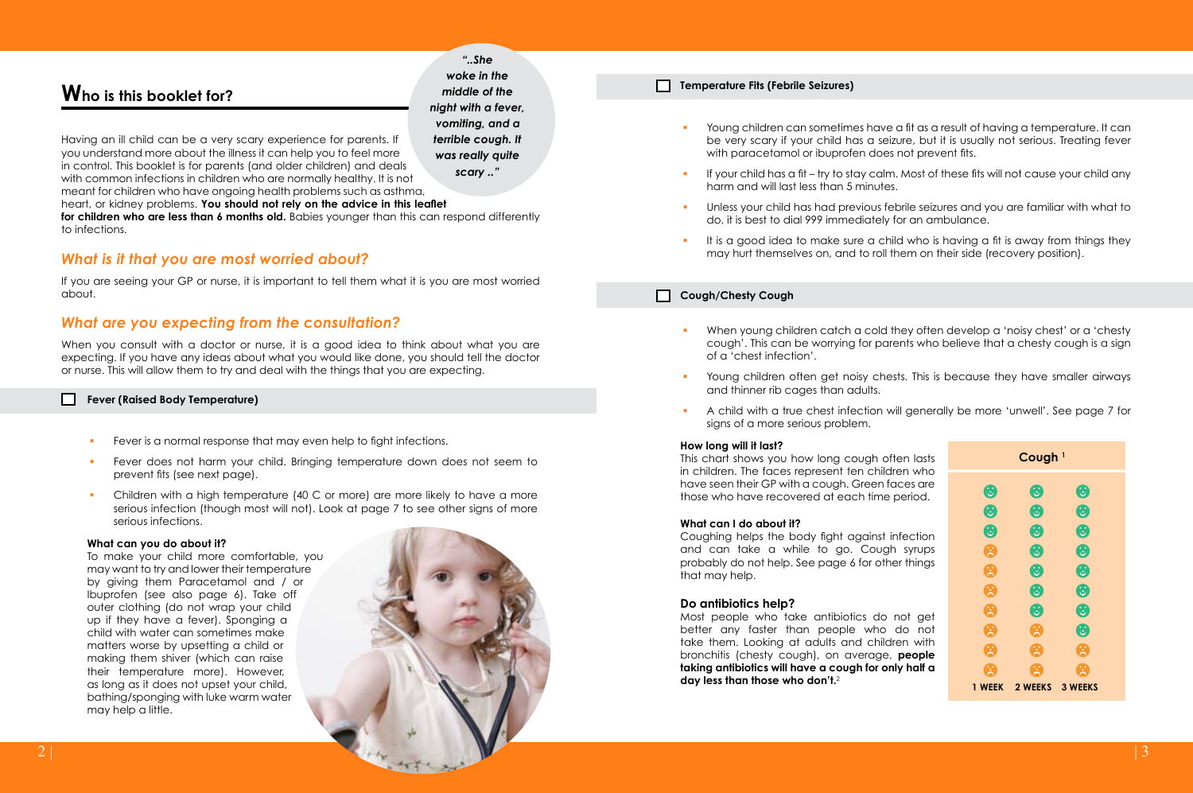## Who is this booklet for?

> *"..She woke in the middle of the night with a fever, vomiting, and a terrible cough. It was really quite scary .."*

Having an ill child can be a very scary experience for parents. If you understand more about the illness it can help you to feel more in control. This booklet is for parents (and older children) and deals with common infections in children who are normally healthy. It is not meant for children who have ongoing health problems such as asthma, heart, or kidney problems. **You should not rely on the advice in this leaflet for children who are less than 6 months old.** Babies younger than this can respond differently to infections.

### *What is it that you are most worried about?*

If you are seeing your GP or nurse, it is important to tell them what it is you are most worried about.

### *What are you expecting from the consultation?*

When you consult with a doctor or nurse, it is a good idea to think about what you are expecting. If you have any ideas about what you would like done, you should tell the doctor or nurse. This will allow them to try and deal with the things that you are expecting.

### Fever (Raised Body Temperature)

- Fever is a normal response that may even help to fight infections.
- Fever does not harm your child. Bringing temperature down does not seem to prevent fits (see next page).
- Children with a high temperature (40 C or more) are more likely to have a more serious infection (though most will not). Look at page 7 to see other signs of more serious infections.

**What can you do about it?**

To make your child more comfortable, you may want to try and lower their temperature by giving them Paracetamol and / or Ibuprofen (see also page 6). Take off outer clothing (do not wrap your child up if they have a fever). Sponging a child with water can sometimes make matters worse by upsetting a child or making them shiver (which can raise their temperature more). However, as long as it does not upset your child, bathing/sponging with luke warm water may help a little.

### Temperature Fits (Febrile Seizures)

- Young children can sometimes have a fit as a result of having a temperature. It can be very scary if your child has a seizure, but it is usually not serious. Treating fever with paracetamol or ibuprofen does not prevent fits.
- If your child has a fit – try to stay calm. Most of these fits will not cause your child any harm and will last less than 5 minutes.
- Unless your child has had previous febrile seizures and you are familiar with what to do, it is best to dial 999 immediately for an ambulance.
- It is a good idea to make sure a child who is having a fit is away from things they may hurt themselves on, and to roll them on their side (recovery position).

### Cough/Chesty Cough

- When young children catch a cold they often develop a 'noisy chest' or a 'chesty cough'. This can be worrying for parents who believe that a chesty cough is a sign of a 'chest infection'.
- Young children often get noisy chests. This is because they have smaller airways and thinner rib cages than adults.
- A child with a true chest infection will generally be more 'unwell'. See page 7 for signs of a more serious problem.

**How long will it last?**

This chart shows you how long cough often lasts in children. The faces represent ten children who have seen their GP with a cough. Green faces are those who have recovered at each time period.

**Cough** [1]

1 WEEK 2 WEEKS 3 WEEKS

**What can I do about it?**

Coughing helps the body fight against infection and can take a while to go. Cough syrups probably do not help. See page 6 for other things that may help.

**Do antibiotics help?**

Most people who take antibiotics do not get better any faster than people who do not take them. Looking at adults and children with bronchitis (chesty cough), on average, **people taking antibiotics will have a cough for only half a day less than those who don't.**[2]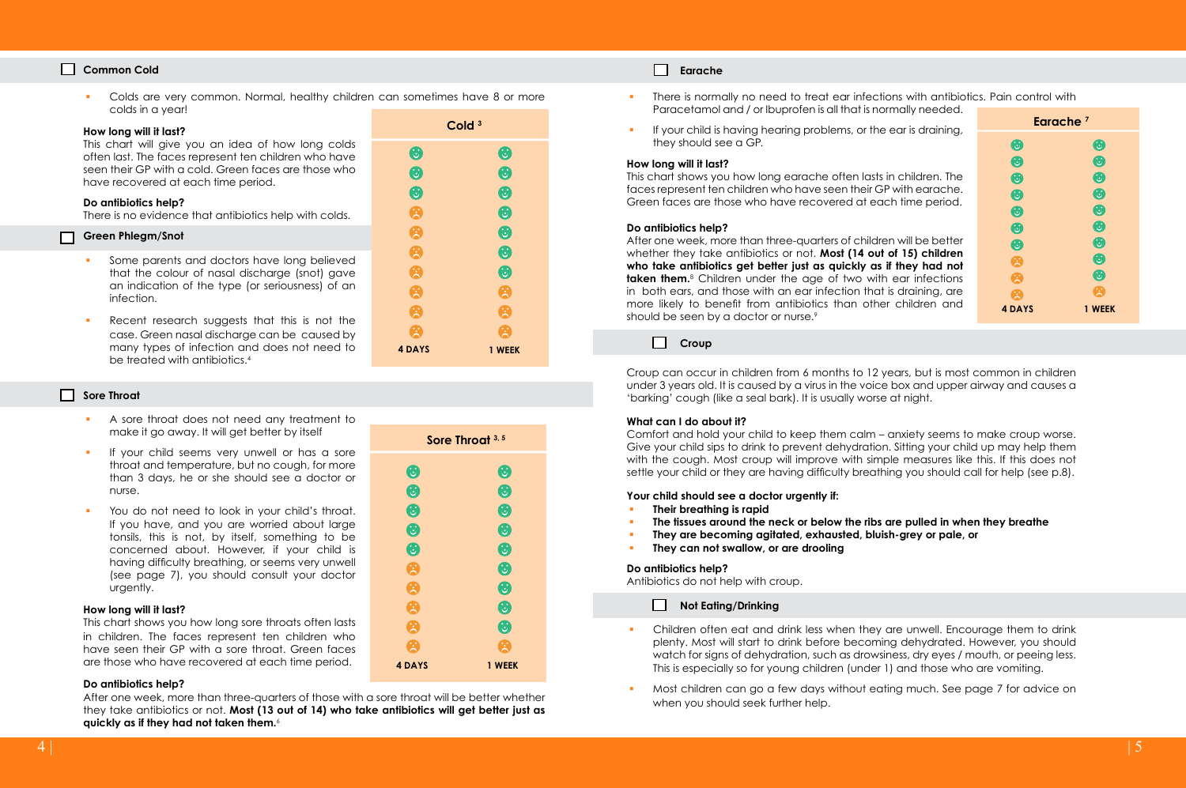### Common Cold

- Colds are very common. Normal, healthy children can sometimes have 8 or more colds in a year!

**How long will it last?**
This chart will give you an idea of how long colds often last. The faces represent ten children who have seen their GP with a cold. Green faces are those who have recovered at each time period.

**Cold** [3]

| 4 DAYS | 1 WEEK |
|---|---|
| 3 of 10 recovered (green faces) | 7 of 10 recovered (green faces) |

**Do antibiotics help?**
There is no evidence that antibiotics help with colds.

### Green Phlegm/Snot

- Some parents and doctors have long believed that the colour of nasal discharge (snot) gave an indication of the type (or seriousness) of an infection.
- Recent research suggests that this is not the case. Green nasal discharge can be caused by many types of infection and does not need to be treated with antibiotics.[4]

### Sore Throat

- A sore throat does not need any treatment to make it go away. It will get better by itself
- If your child seems very unwell or has a sore throat and temperature, but no cough, for more than 3 days, he or she should see a doctor or nurse.
- You do not need to look in your child's throat. If you have, and you are worried about large tonsils, this is not, by itself, something to be concerned about. However, if your child is having difficulty breathing, or seems very unwell (see page 7), you should consult your doctor urgently.

**How long will it last?**
This chart shows you how long sore throats often lasts in children. The faces represent ten children who have seen their GP with a sore throat. Green faces are those who have recovered at each time period.

**Sore Throat** [3, 5]

| 4 DAYS | 1 WEEK |
|---|---|
| 5 of 10 recovered (green faces) | 9 of 10 recovered (green faces) |

**Do antibiotics help?**
After one week, more than three-quarters of those with a sore throat will be better whether they take antibiotics or not. **Most (13 out of 14) who take antibiotics will get better just as quickly as if they had not taken them.**[6]

### Earache

- There is normally no need to treat ear infections with antibiotics. Pain control with Paracetamol and / or Ibuprofen is all that is normally needed.
- If your child is having hearing problems, or the ear is draining, they should see a GP.

**How long will it last?**
This chart shows you how long earache often lasts in children. The faces represent ten children who have seen their GP with earache. Green faces are those who have recovered at each time period.

**Earache** [7]

| 4 DAYS | 1 WEEK |
|---|---|
| 7 of 10 recovered (green faces) | 9 of 10 recovered (green faces) |

**Do antibiotics help?**
After one week, more than three-quarters of children will be better whether they take antibiotics or not. **Most (14 out of 15) children who take antibiotics get better just as quickly as if they had not taken them.**[8] Children under the age of two with ear infections in both ears, and those with an ear infection that is draining, are more likely to benefit from antibiotics than other children and should be seen by a doctor or nurse.[9]

### Croup

Croup can occur in children from 6 months to 12 years, but is most common in children under 3 years old. It is caused by a virus in the voice box and upper airway and causes a 'barking' cough (like a seal bark). It is usually worse at night.

**What can I do about it?**
Comfort and hold your child to keep them calm – anxiety seems to make croup worse. Give your child sips to drink to prevent dehydration. Sitting your child up may help them with the cough. Most croup will improve with simple measures like this. If this does not settle your child or they are having difficulty breathing you should call for help (see p.8).

**Your child should see a doctor urgently if:**

- **Their breathing is rapid**
- **The tissues around the neck or below the ribs are pulled in when they breathe**
- **They are becoming agitated, exhausted, bluish-grey or pale, or**
- **They can not swallow, or are drooling**

**Do antibiotics help?**
Antibiotics do not help with croup.

### Not Eating/Drinking

- Children often eat and drink less when they are unwell. Encourage them to drink plenty. Most will start to drink before becoming dehydrated. However, you should watch for signs of dehydration, such as drowsiness, dry eyes / mouth, or peeing less. This is especially so for young children (under 1) and those who are vomiting.
- Most children can go a few days without eating much. See page 7 for advice on when you should seek further help.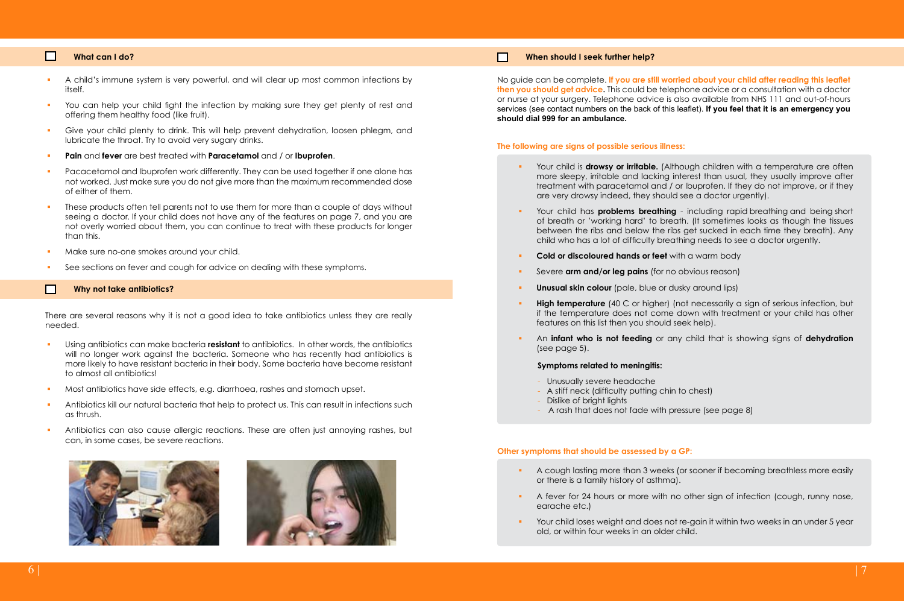## What can I do?

- A child's immune system is very powerful, and will clear up most common infections by itself.
- You can help your child fight the infection by making sure they get plenty of rest and offering them healthy food (like fruit).
- Give your child plenty to drink. This will help prevent dehydration, loosen phlegm, and lubricate the throat. Try to avoid very sugary drinks.
- **Pain** and **fever** are best treated with **Paracetamol** and / or **Ibuprofen**.
- Pacacetamol and Ibuprofen work differently. They can be used together if one alone has not worked. Just make sure you do not give more than the maximum recommended dose of either of them.
- These products often tell parents not to use them for more than a couple of days without seeing a doctor. If your child does not have any of the features on page 7, and you are not overly worried about them, you can continue to treat with these products for longer than this.
- Make sure no-one smokes around your child.
- See sections on fever and cough for advice on dealing with these symptoms.

## Why not take antibiotics?

There are several reasons why it is not a good idea to take antibiotics unless they are really needed.

- Using antibiotics can make bacteria **resistant** to antibiotics. In other words, the antibiotics will no longer work against the bacteria. Someone who has recently had antibiotics is more likely to have resistant bacteria in their body. Some bacteria have become resistant to almost all antibiotics!
- Most antibiotics have side effects, e.g. diarrhoea, rashes and stomach upset.
- Antibiotics kill our natural bacteria that help to protect us. This can result in infections such as thrush.
- Antibiotics can also cause allergic reactions. These are often just annoying rashes, but can, in some cases, be severe reactions.

## When should I seek further help?

No guide can be complete. **If you are still worried about your child after reading this leaflet then you should get advice.** This could be telephone advice or a consultation with a doctor or nurse at your surgery. Telephone advice is also available from NHS 111 and out-of-hours services (see contact numbers on the back of this leaflet). **If you feel that it is an emergency you should dial 999 for an ambulance.**

### The following are signs of possible serious illness:

- Your child is **drowsy or irritable.** (Although children with a temperature are often more sleepy, irritable and lacking interest than usual, they usually improve after treatment with paracetamol and / or Ibuprofen. If they do not improve, or if they are very drowsy indeed, they should see a doctor urgently).
- Your child has **problems breathing** - including rapid breathing and being short of breath or 'working hard' to breath. (It sometimes looks as though the tissues between the ribs and below the ribs get sucked in each time they breath). Any child who has a lot of difficulty breathing needs to see a doctor urgently.
- **Cold or discoloured hands or feet** with a warm body
- Severe **arm and/or leg pains** (for no obvious reason)
- **Unusual skin colour** (pale, blue or dusky around lips)
- **High temperature** (40 C or higher) (not necessarily a sign of serious infection, but if the temperature does not come down with treatment or your child has other features on this list then you should seek help).
- An **infant who is not feeding** or any child that is showing signs of **dehydration** (see page 5).

**Symptoms related to meningitis:**

- Unusually severe headache
- A stiff neck (difficulty putting chin to chest)
- Dislike of bright lights
- A rash that does not fade with pressure (see page 8)

### Other symptoms that should be assessed by a GP:

- A cough lasting more than 3 weeks (or sooner if becoming breathless more easily or there is a family history of asthma).
- A fever for 24 hours or more with no other sign of infection (cough, runny nose, earache etc.)
- Your child loses weight and does not re-gain it within two weeks in an under 5 year old, or within four weeks in an older child.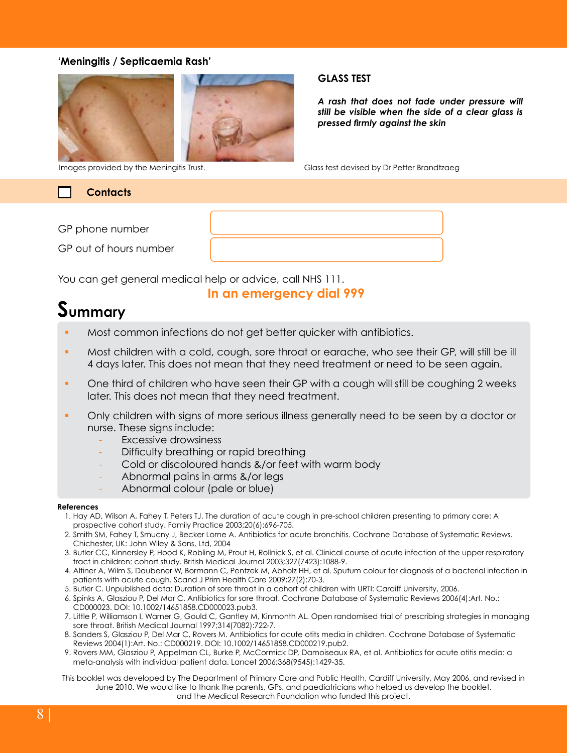**'Meningitis / Septicaemia Rash'**

Images provided by the Meningitis Trust.

**GLASS TEST**

***A rash that does not fade under pressure will still be visible when the side of a clear glass is pressed firmly against the skin***

Glass test devised by Dr Petter Brandtzaeg

**Contacts**

GP phone number

GP out of hours number

You can get general medical help or advice, call NHS 111.

**In an emergency dial 999**

# Summary

- Most common infections do not get better quicker with antibiotics.
- Most children with a cold, cough, sore throat or earache, who see their GP, will still be ill 4 days later. This does not mean that they need treatment or need to be seen again.
- One third of children who have seen their GP with a cough will still be coughing 2 weeks later. This does not mean that they need treatment.
- Only children with signs of more serious illness generally need to be seen by a doctor or nurse. These signs include:
  - Excessive drowsiness
  - Difficulty breathing or rapid breathing
  - Cold or discoloured hands &/or feet with warm body
  - Abnormal pains in arms &/or legs
  - Abnormal colour (pale or blue)

**References**

1. Hay AD, Wilson A, Fahey T, Peters TJ. The duration of acute cough in pre-school children presenting to primary care: A prospective cohort study. Family Practice 2003;20(6):696-705.
2. Smith SM, Fahey T, Smucny J, Becker Lorne A. Antibiotics for acute bronchitis. Cochrane Database of Systematic Reviews. Chichester, UK: John Wiley & Sons, Ltd, 2004
3. Butler CC, Kinnersley P, Hood K, Robling M, Prout H, Rollnick S, et al. Clinical course of acute infection of the upper respiratory tract in children: cohort study. British Medical Journal 2003;327(7423):1088-9.
4. Altiner A, Wilm S, Daubener W, Bormann C, Pentzek M, Abholz HH, et al. Sputum colour for diagnosis of a bacterial infection in patients with acute cough. Scand J Prim Health Care 2009;27(2):70-3.
5. Butler C. Unpublished data: Duration of sore throat in a cohort of children with URTI: Cardiff University, 2006.
6. Spinks A, Glasziou P, Del Mar C. Antibiotics for sore throat. Cochrane Database of Systematic Reviews 2006(4):Art. No.: CD000023. DOI: 10.1002/14651858.CD000023.pub3.
7. Little P, Williamson I, Warner G, Gould C, Gantley M, Kinmonth AL. Open randomised trial of prescribing strategies in managing sore throat. British Medical Journal 1997;314(7082):722-7.
8. Sanders S, Glasziou P, Del Mar C, Rovers M. Antibiotics for acute otits media in children. Cochrane Database of Systematic Reviews 2004(1):Art. No.: CD000219. DOI: 10.1002/14651858.CD000219.pub2.
9. Rovers MM, Glasziou P, Appelman CL, Burke P, McCormick DP, Damoiseaux RA, et al. Antibiotics for acute otitis media: a meta-analysis with individual patient data. Lancet 2006;368(9545):1429-35.

This booklet was developed by The Department of Primary Care and Public Health, Cardiff University, May 2006, and revised in June 2010. We would like to thank the parents, GPs, and paediatricians who helped us develop the booklet, and the Medical Research Foundation who funded this project.